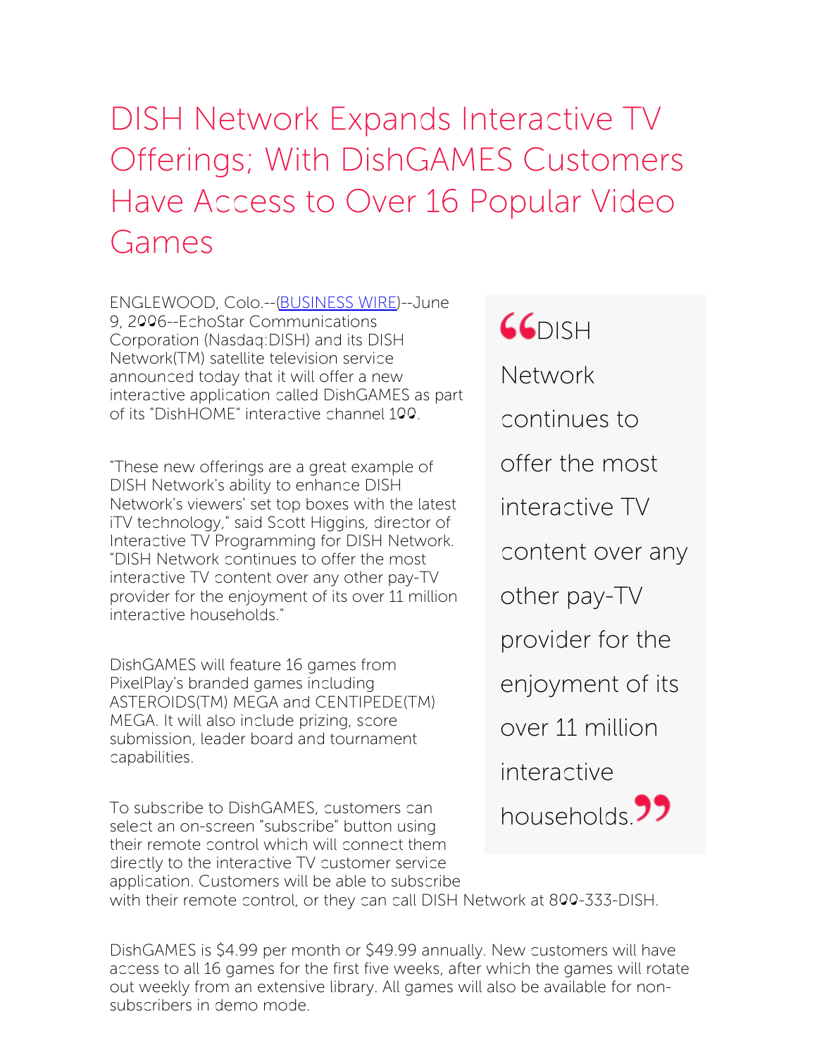# DISH Network Expands Interactive TV Offerings; With DishGAMES Customers Have Access to Over 16 Popular Video Games

ENGLEWOOD, Colo.--(BUSINESS WIRE)--June 9, 2006--EchoStar Communications Corporation (Nasdaq:DISH) and its DISH Network(TM) satellite television service announced today that it will offer a new interactive application called DishGAMES as part of its "DishHOME" interactive channel 100.

> DISH Network continues to offer the most interactive TV content over any other pay-TV provider for the enjoyment of its over 11 million interactive households.

"These new offerings are a great example of DISH Network's ability to enhance DISH Network's viewers' set top boxes with the latest iTV technology," said Scott Higgins, director of Interactive TV Programming for DISH Network. "DISH Network continues to offer the most interactive TV content over any other pay-TV provider for the enjoyment of its over 11 million interactive households."

DishGAMES will feature 16 games from PixelPlay's branded games including ASTEROIDS(TM) MEGA and CENTIPEDE(TM) MEGA. It will also include prizing, score submission, leader board and tournament capabilities.

To subscribe to DishGAMES, customers can select an on-screen "subscribe" button using their remote control which will connect them directly to the interactive TV customer service application. Customers will be able to subscribe with their remote control, or they can call DISH Network at 800-333-DISH.

DishGAMES is $4.99 per month or $49.99 annually. New customers will have access to all 16 games for the first five weeks, after which the games will rotate out weekly from an extensive library. All games will also be available for non-subscribers in demo mode.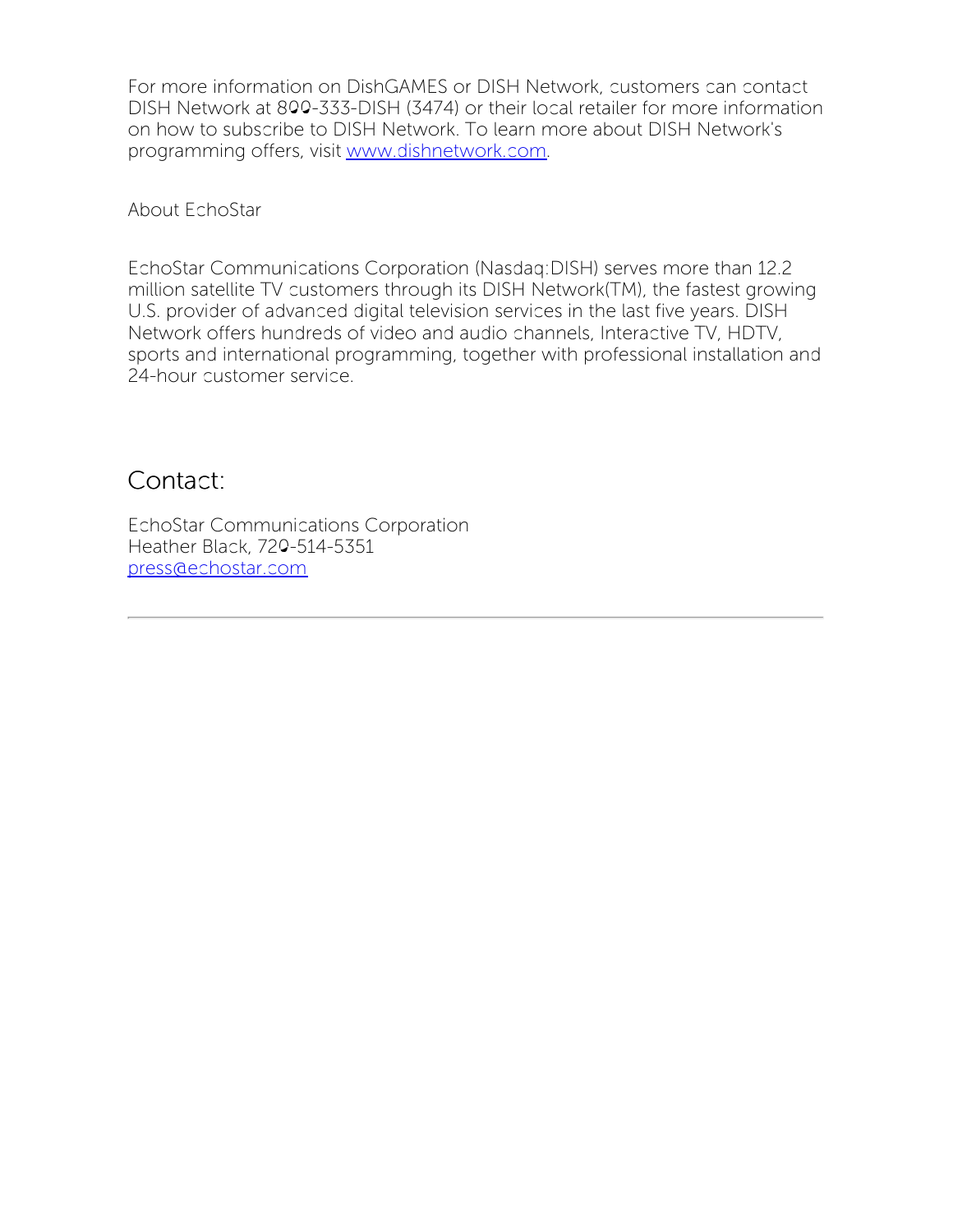For more information on DishGAMES or DISH Network, customers can contact DISH Network at 800-333-DISH (3474) or their local retailer for more information on how to subscribe to DISH Network. To learn more about DISH Network's programming offers, visit [www.dishnetwork.com](http://www.dishnetwork.com).

About EchoStar

EchoStar Communications Corporation (Nasdaq:DISH) serves more than 12.2 million satellite TV customers through its DISH Network(TM), the fastest growing U.S. provider of advanced digital television services in the last five years. DISH Network offers hundreds of video and audio channels, Interactive TV, HDTV, sports and international programming, together with professional installation and 24-hour customer service.

## Contact:

EchoStar Communications Corporation
Heather Black, 720-514-5351
[press@echostar.com](mailto:press@echostar.com)

---